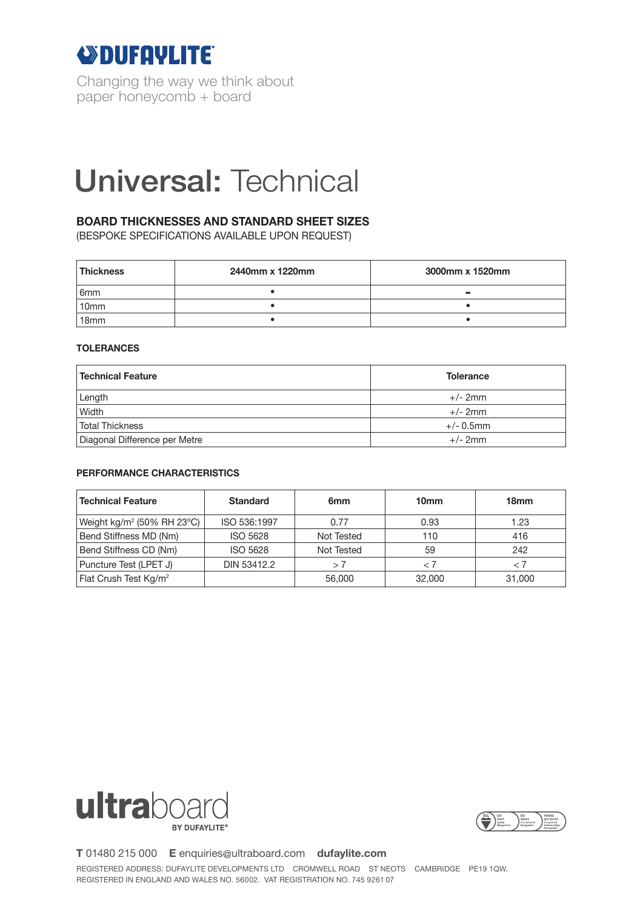DUFAYLITE

Changing the way we think about
paper honeycomb + board

# Universal: Technical

### BOARD THICKNESSES AND STANDARD SHEET SIZES

(BESPOKE SPECIFICATIONS AVAILABLE UPON REQUEST)

| Thickness | 2440mm x 1220mm | 3000mm x 1520mm |
|---|---|---|
| 6mm | • | - |
| 10mm | • | • |
| 18mm | • | • |

#### TOLERANCES

| Technical Feature | Tolerance |
|---|---|
| Length | +/- 2mm |
| Width | +/- 2mm |
| Total Thickness | +/- 0.5mm |
| Diagonal Difference per Metre | +/- 2mm |

#### PERFORMANCE CHARACTERISTICS

| Technical Feature | Standard | 6mm | 10mm | 18mm |
|---|---|---|---|---|
| Weight kg/m$^2$ (50% RH 23ºC) | ISO 536:1997 | 0.77 | 0.93 | 1.23 |
| Bend Stiffness MD (Nm) | ISO 5628 | Not Tested | 110 | 416 |
| Bend Stiffness CD (Nm) | ISO 5628 | Not Tested | 59 | 242 |
| Puncture Test (LPET J) | DIN 53412.2 | > 7 | < 7 | < 7 |
| Flat Crush Test Kg/m$^2$ | | 56,000 | 32,000 | 31,000 |

ultraboard BY DUFAYLITE®

**T** 01480 215 000 **E** enquiries@ultraboard.com **dufaylite.com**

REGISTERED ADDRESS: DUFAYLITE DEVELOPMENTS LTD CROMWELL ROAD ST NEOTS CAMBRIDGE PE19 1QW.
REGISTERED IN ENGLAND AND WALES NO. 56002. VAT REGISTRATION NO. 745 9261 07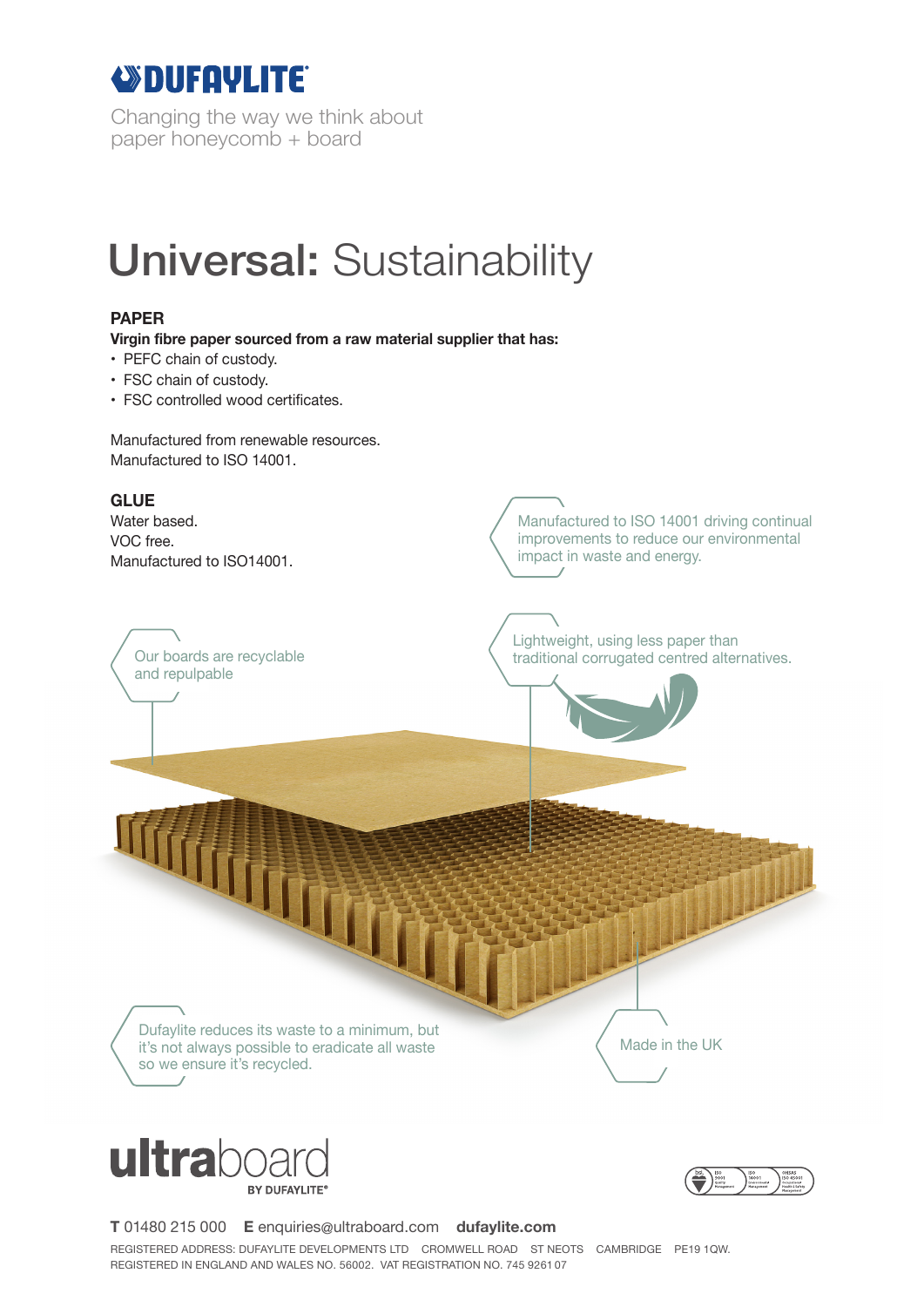# DUFAYLITE

Changing the way we think about paper honeycomb + board

# Universal: Sustainability

**PAPER**

**Virgin fibre paper sourced from a raw material supplier that has:**

- PEFC chain of custody.
- FSC chain of custody.
- FSC controlled wood certificates.

Manufactured from renewable resources.
Manufactured to ISO 14001.

**GLUE**

Water based.
VOC free.
Manufactured to ISO14001.

Manufactured to ISO 14001 driving continual improvements to reduce our environmental impact in waste and energy.

Our boards are recyclable and repulpable

Lightweight, using less paper than traditional corrugated centred alternatives.

Dufaylite reduces its waste to a minimum, but it's not always possible to eradicate all waste so we ensure it's recycled.

Made in the UK

ultraboard BY DUFAYLITE®

**T** 01480 215 000 **E** enquiries@ultraboard.com **dufaylite.com**

REGISTERED ADDRESS: DUFAYLITE DEVELOPMENTS LTD CROMWELL ROAD ST NEOTS CAMBRIDGE PE19 1QW.
REGISTERED IN ENGLAND AND WALES NO. 56002. VAT REGISTRATION NO. 745 9261 07